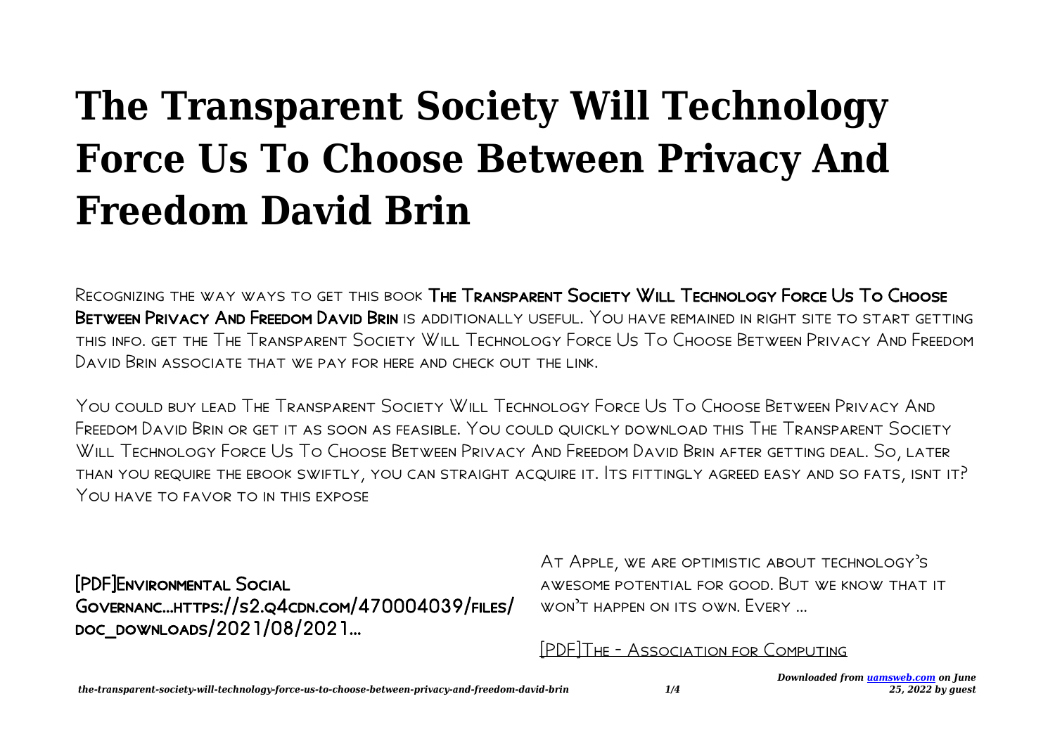# The Transparent Society Will Technology Force Us To Choose Between Privacy And Freedom David Brin

Recognizing the way ways to get this book **The Transparent Society Will Technology Force Us To Choose Between Privacy And Freedom David Brin** is additionally useful. You have remained in right site to start getting this info. get the The Transparent Society Will Technology Force Us To Choose Between Privacy And Freedom David Brin associate that we pay for here and check out the link.

You could buy lead The Transparent Society Will Technology Force Us To Choose Between Privacy And Freedom David Brin or get it as soon as feasible. You could quickly download this The Transparent Society Will Technology Force Us To Choose Between Privacy And Freedom David Brin after getting deal. So, later than you require the ebook swiftly, you can straight acquire it. Its fittingly agreed easy and so fats, isnt it? You have to favor to in this expose

[PDF]Environmental Social Governanc…https://s2.q4cdn.com/470004039/files/doc_downloads/2021/08/2021…

At Apple, we are optimistic about technology's awesome potential for good. But we know that it won't happen on its own. Every …

[PDF]The - Association for Computing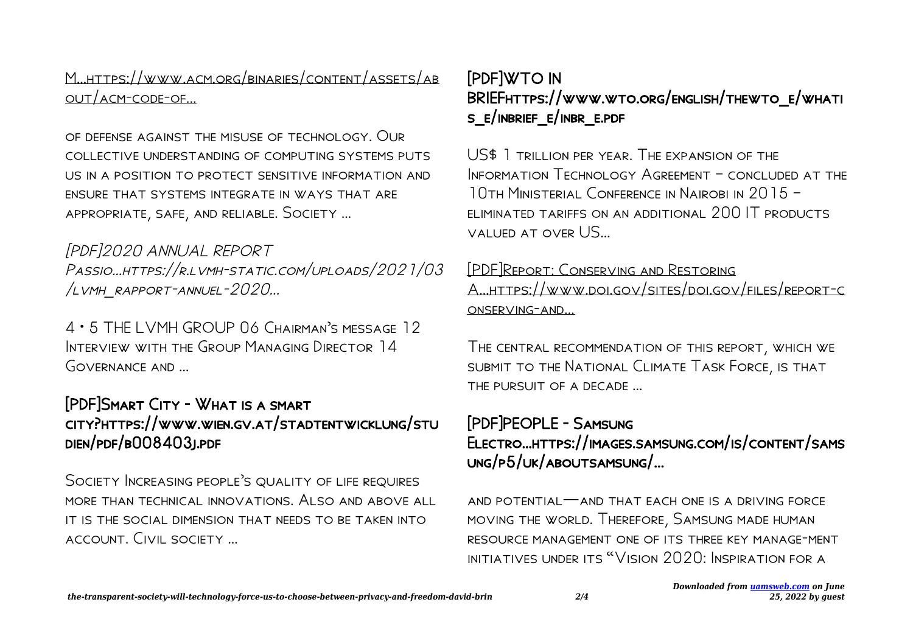M...https://www.acm.org/binaries/content/assets/about/acm-code-of...

of defense against the misuse of technology. Our collective understanding of computing systems puts us in a position to protect sensitive information and ensure that systems integrate in ways that are appropriate, safe, and reliable. Society ...

*[PDF]2020 ANNUAL REPORT Passio...https://r.lvmh-static.com/uploads/2021/03/lvmh_rapport-annuel-2020...*

4 • 5 THE LVMH GROUP 06 Chairman's message 12 Interview with the Group Managing Director 14 Governance and ...

### [PDF]Smart City - What is a smart city?https://www.wien.gv.at/stadtentwicklung/studien/pdf/b008403j.pdf

Society Increasing people's quality of life requires more than technical innovations. Also and above all it is the social dimension that needs to be taken into account. Civil society ...

### [PDF]WTO IN BRIEFhttps://www.wto.org/english/thewto_e/whatis_e/inbrief_e/inbr_e.pdf

US$ 1 trillion per year. The expansion of the Information Technology Agreement – concluded at the 10th Ministerial Conference in Nairobi in 2015 – eliminated tariffs on an additional 200 IT products valued at over US...

[PDF]Report: Conserving and Restoring A...https://www.doi.gov/sites/doi.gov/files/report-conserving-and...

The central recommendation of this report, which we submit to the National Climate Task Force, is that the pursuit of a decade ...

### [PDF]PEOPLE - Samsung Electro...https://images.samsung.com/is/content/samsung/p5/uk/aboutsamsung/...

and potential—and that each one is a driving force moving the world. Therefore, Samsung made human resource management one of its three key manage-ment initiatives under its "Vision 2020: Inspiration for a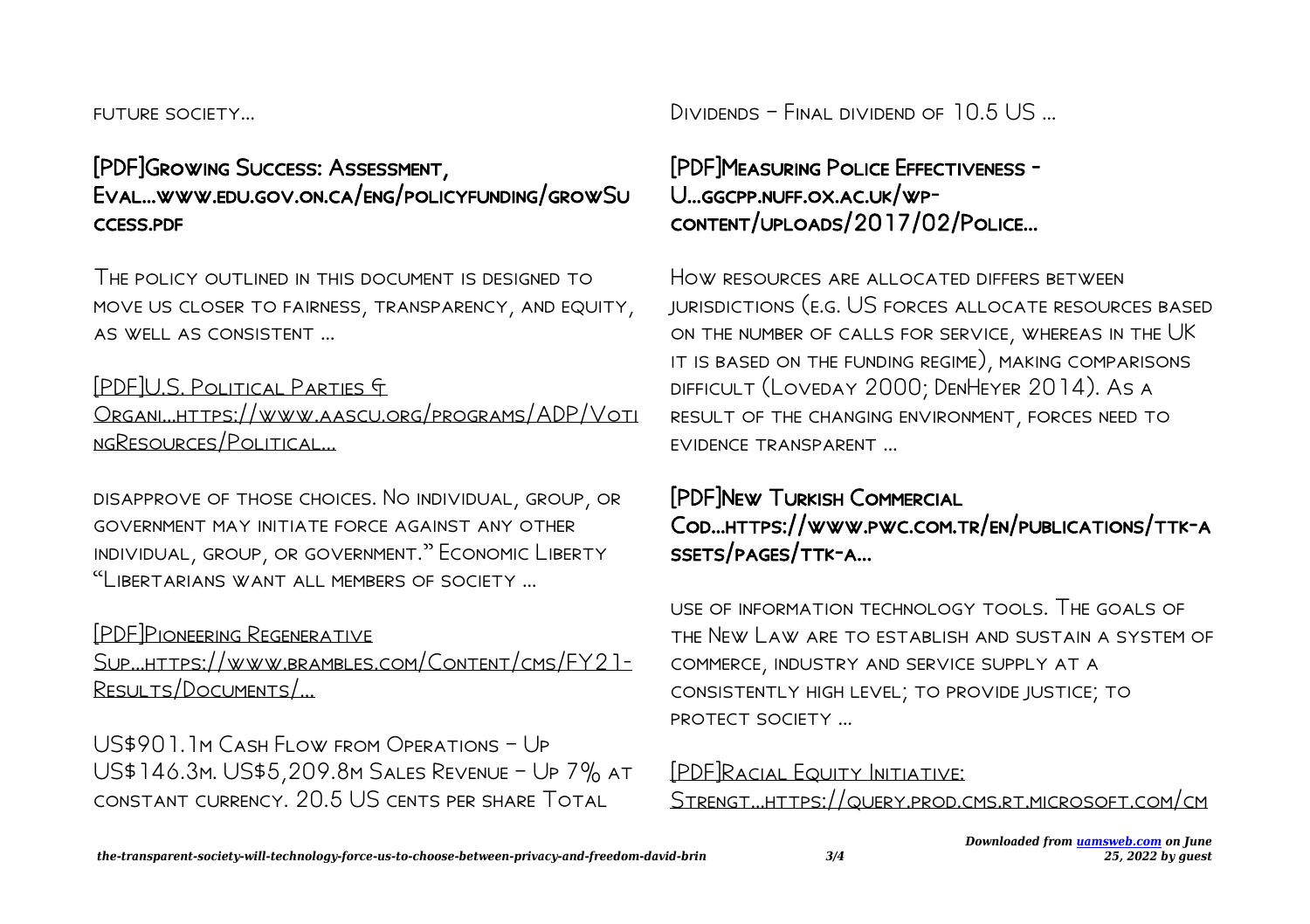future society…

[PDF]Growing Success: Assessment, Eval…www.edu.gov.on.ca/eng/policyfunding/growSuccess.pdf

The policy outlined in this document is designed to move us closer to fairness, transparency, and equity, as well as consistent …

[PDF]U.S. Political Parties & Organi…https://www.aascu.org/programs/ADP/VotingResources/Political…

disapprove of those choices. No individual, group, or government may initiate force against any other individual, group, or government." Economic Liberty "Libertarians want all members of society …

[PDF]Pioneering Regenerative Sup…https://www.brambles.com/Content/cms/FY21-Results/Documents/…

US$901.1m Cash Flow from Operations – Up US$146.3m. US$5,209.8m Sales Revenue – Up 7% at constant currency. 20.5 US cents per share Total Dividends – Final dividend of 10.5 US …

[PDF]Measuring Police Effectiveness - U…ggcpp.nuff.ox.ac.uk/wp-content/uploads/2017/02/Police…

How resources are allocated differs between jurisdictions (e.g. US forces allocate resources based on the number of calls for service, whereas in the UK it is based on the funding regime), making comparisons difficult (Loveday 2000; DenHeyer 2014). As a result of the changing environment, forces need to evidence transparent …

[PDF]New Turkish Commercial Cod…https://www.pwc.com.tr/en/publications/ttk-assets/pages/ttk-a…

use of information technology tools. The goals of the New Law are to establish and sustain a system of commerce, industry and service supply at a consistently high level; to provide justice; to protect society …

[PDF]Racial Equity Initiative: Strengt…https://query.prod.cms.rt.microsoft.com/cm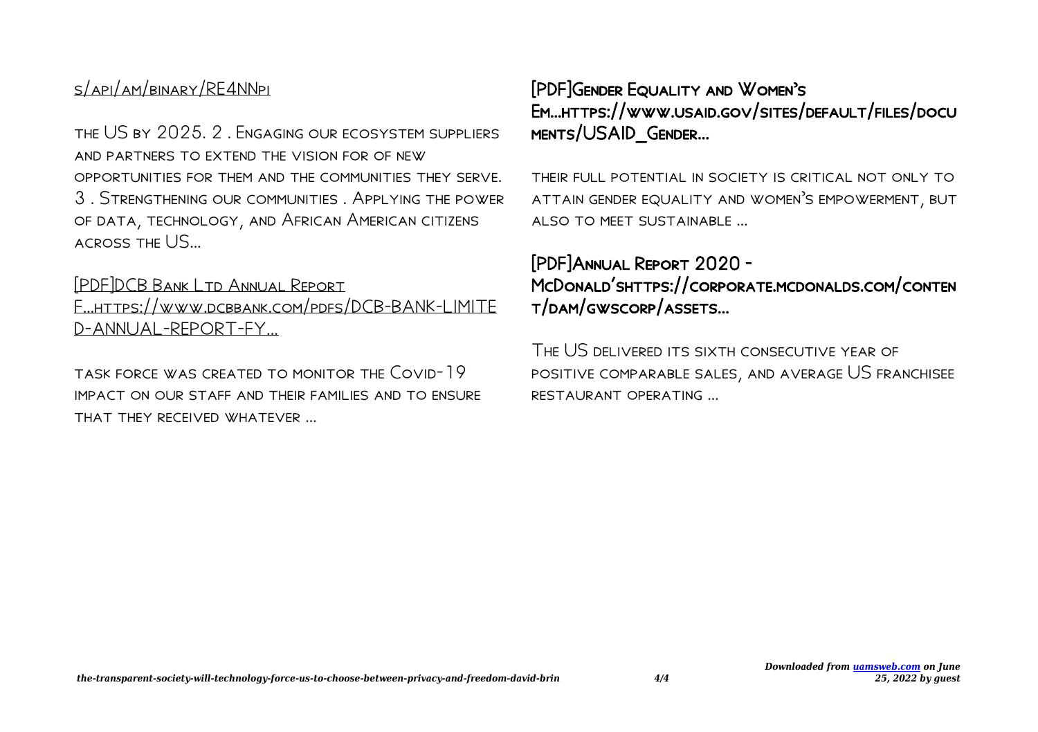s/api/am/binary/RE4NNpi

the US by 2025. 2 . Engaging our ecosystem suppliers and partners to extend the vision for of new opportunities for them and the communities they serve. 3 . Strengthening our communities . Applying the power of data, technology, and African American citizens across the US…

[PDF]DCB Bank Ltd Annual Report F…https://www.dcbbank.com/pdfs/DCB-BANK-LIMITED-ANNUAL-REPORT-FY…

task force was created to monitor the Covid-19 impact on our staff and their families and to ensure that they received whatever …

### [PDF]Gender Equality and Women's Em…https://www.usaid.gov/sites/default/files/documents/USAID_Gender…

their full potential in society is critical not only to attain gender equality and women's empowerment, but also to meet sustainable …

### [PDF]Annual Report 2020 - McDonald'shttps://corporate.mcdonalds.com/content/dam/gwscorp/assets…

The US delivered its sixth consecutive year of positive comparable sales, and average US franchisee restaurant operating …